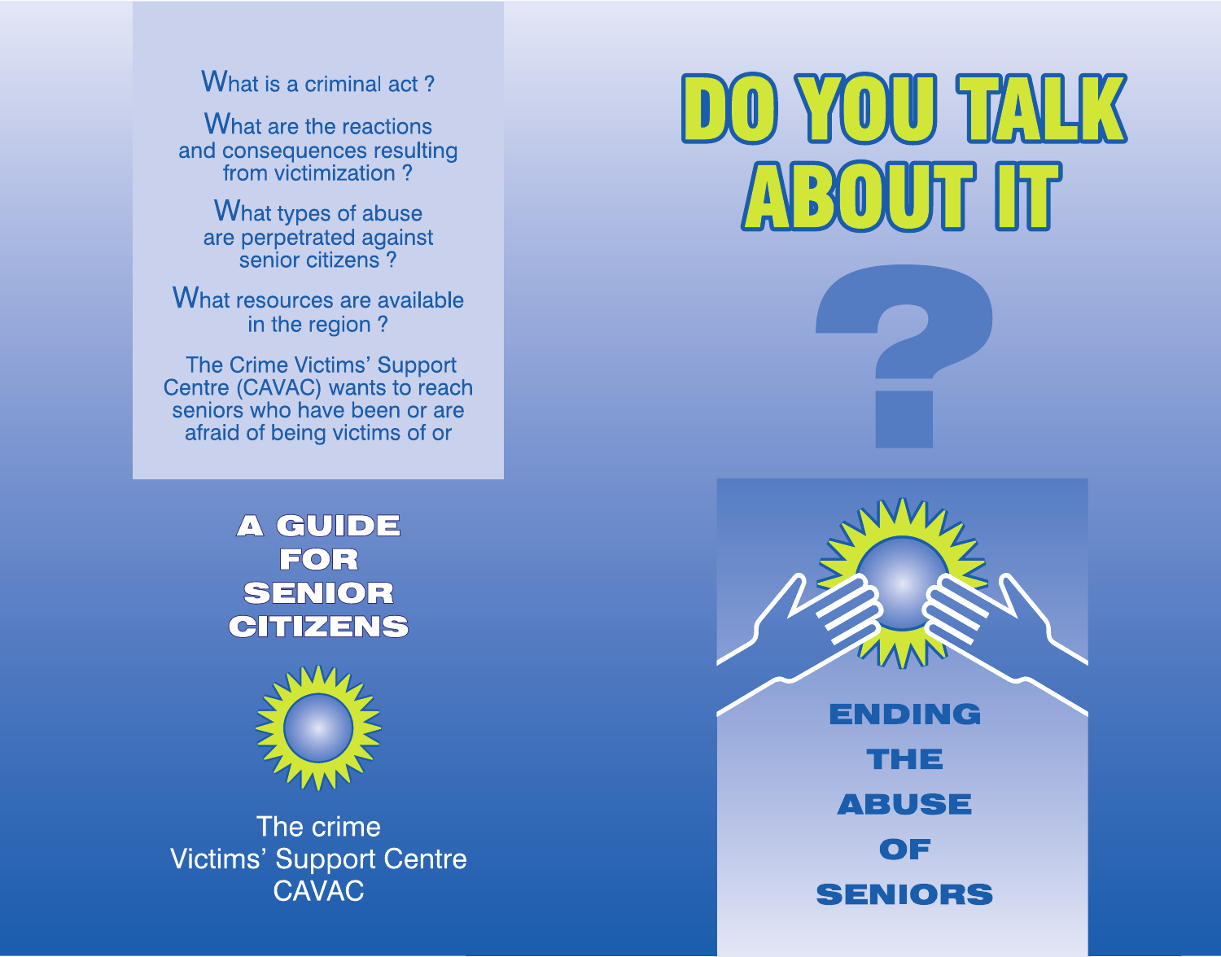What is a criminal act ?

What are the reactions and consequences resulting from victimization ?

What types of abuse are perpetrated against senior citizens ?

What resources are available in the region ?

The Crime Victims' Support Centre (CAVAC) wants to reach seniors who have been or are afraid of being victims of or

## A GUIDE FOR SENIOR CITIZENS

The crime Victims' Support Centre CAVAC

# DO YOU TALK ABOUT IT ?

## ENDING THE ABUSE OF SENIORS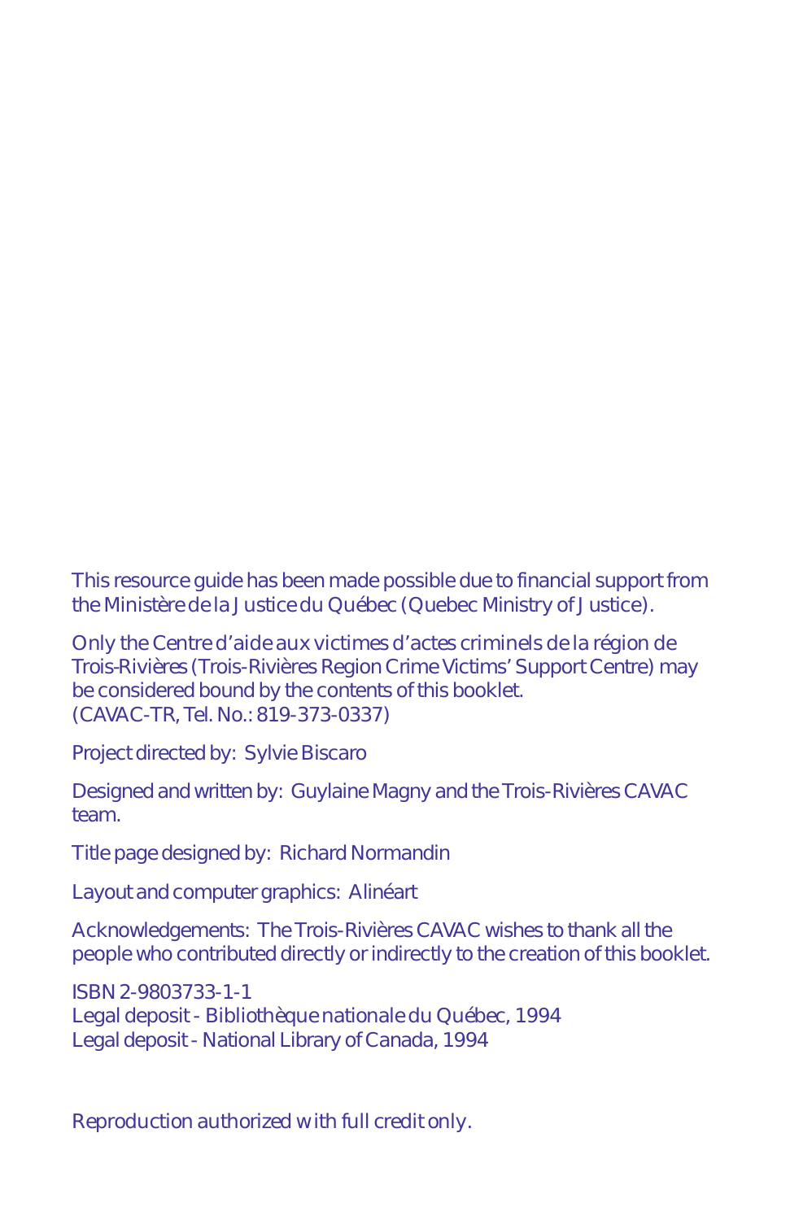This resource guide has been made possible due to financial support from the Ministère de la Justice du Québec (Quebec Ministry of Justice).

Only the Centre d'aide aux victimes d'actes criminels de la région de Trois-Rivières (Trois-Rivières Region Crime Victims' Support Centre) may be considered bound by the contents of this booklet.
(CAVAC-TR, Tel. No.: 819-373-0337)

Project directed by: Sylvie Biscaro

Designed and written by: Guylaine Magny and the Trois-Rivières CAVAC team.

Title page designed by: Richard Normandin

Layout and computer graphics: Alinéart

Acknowledgements: The Trois-Rivières CAVAC wishes to thank all the people who contributed directly or indirectly to the creation of this booklet.

ISBN 2-9803733-1-1
Legal deposit - Bibliothèque nationale du Québec, 1994
Legal deposit - National Library of Canada, 1994

Reproduction authorized with full credit only.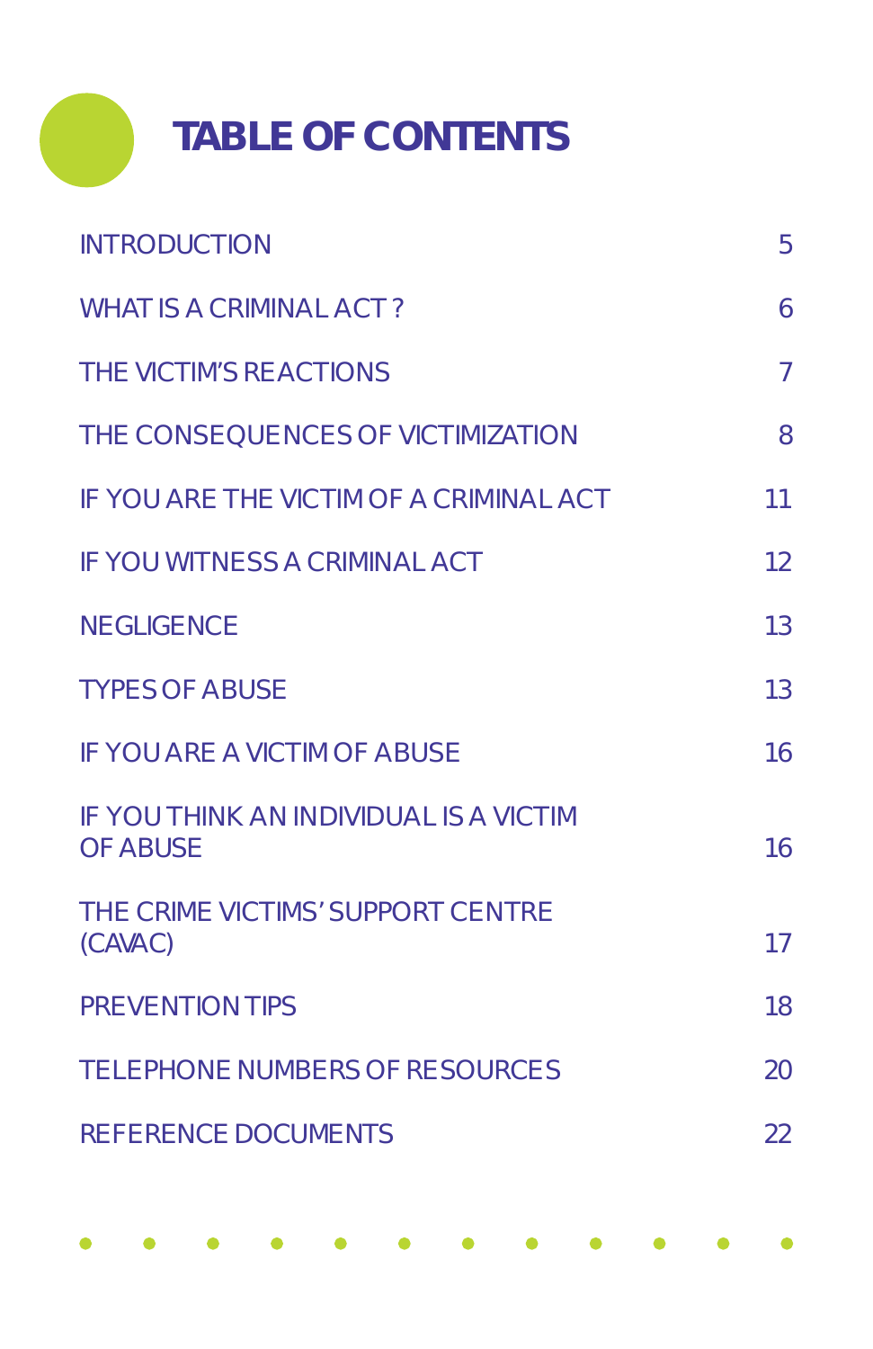# TABLE OF CONTENTS

| | |
|---|---|
| INTRODUCTION | 5 |
| WHAT IS A CRIMINAL ACT ? | 6 |
| THE VICTIM'S REACTIONS | 7 |
| THE CONSEQUENCES OF VICTIMIZATION | 8 |
| IF YOU ARE THE VICTIM OF A CRIMINAL ACT | 11 |
| IF YOU WITNESS A CRIMINAL ACT | 12 |
| NEGLIGENCE | 13 |
| TYPES OF ABUSE | 13 |
| IF YOU ARE A VICTIM OF ABUSE | 16 |
| IF YOU THINK AN INDIVIDUAL IS A VICTIM OF ABUSE | 16 |
| THE CRIME VICTIMS' SUPPORT CENTRE (CAVAC) | 17 |
| PREVENTION TIPS | 18 |
| TELEPHONE NUMBERS OF RESOURCES | 20 |
| REFERENCE DOCUMENTS | 22 |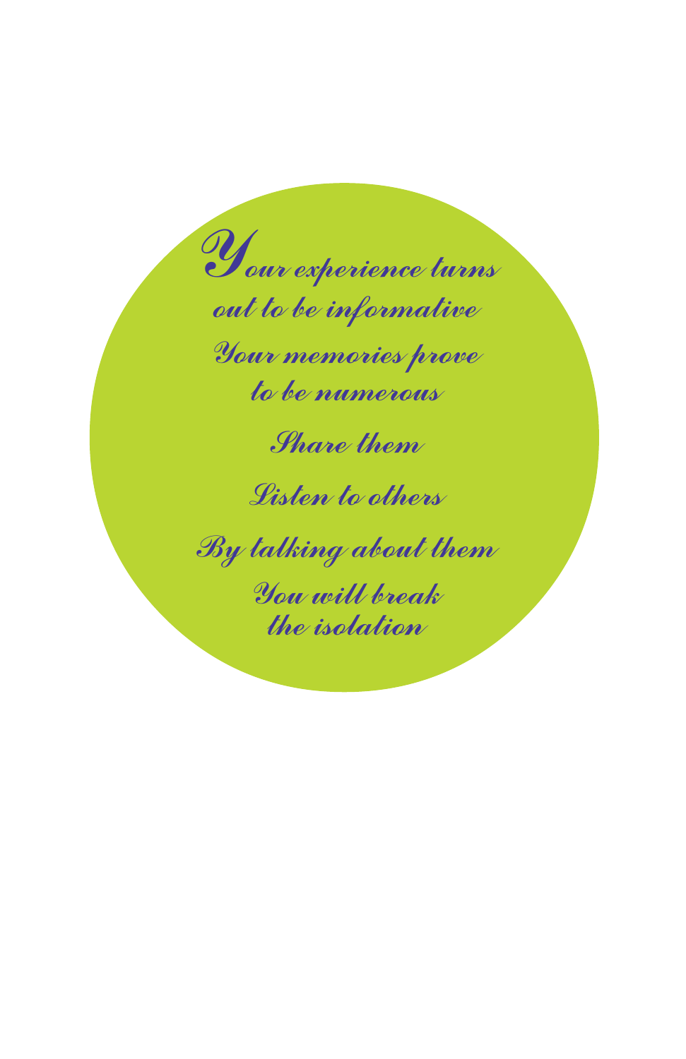*Your experience turns out to be informative*

*Your memories prove to be numerous*

*Share them*

*Listen to others*

*By talking about them*

*You will break the isolation*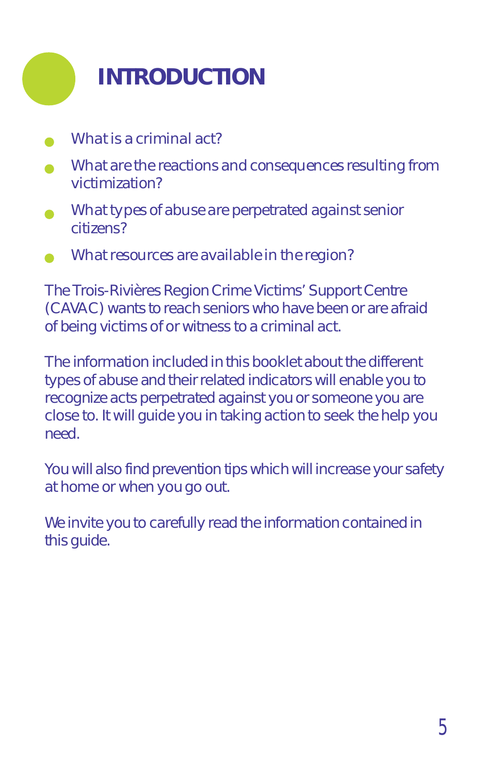# INTRODUCTION

- What is a criminal act?
- What are the reactions and consequences resulting from victimization?
- What types of abuse are perpetrated against senior citizens?
- What resources are available in the region?

The Trois-Rivières Region Crime Victims' Support Centre (CAVAC) wants to reach seniors who have been or are afraid of being victims of or witness to a criminal act.

The information included in this booklet about the different types of abuse and their related indicators will enable you to recognize acts perpetrated against you or someone you are close to. It will guide you in taking action to seek the help you need.

You will also find prevention tips which will increase your safety at home or when you go out.

We invite you to carefully read the information contained in this guide.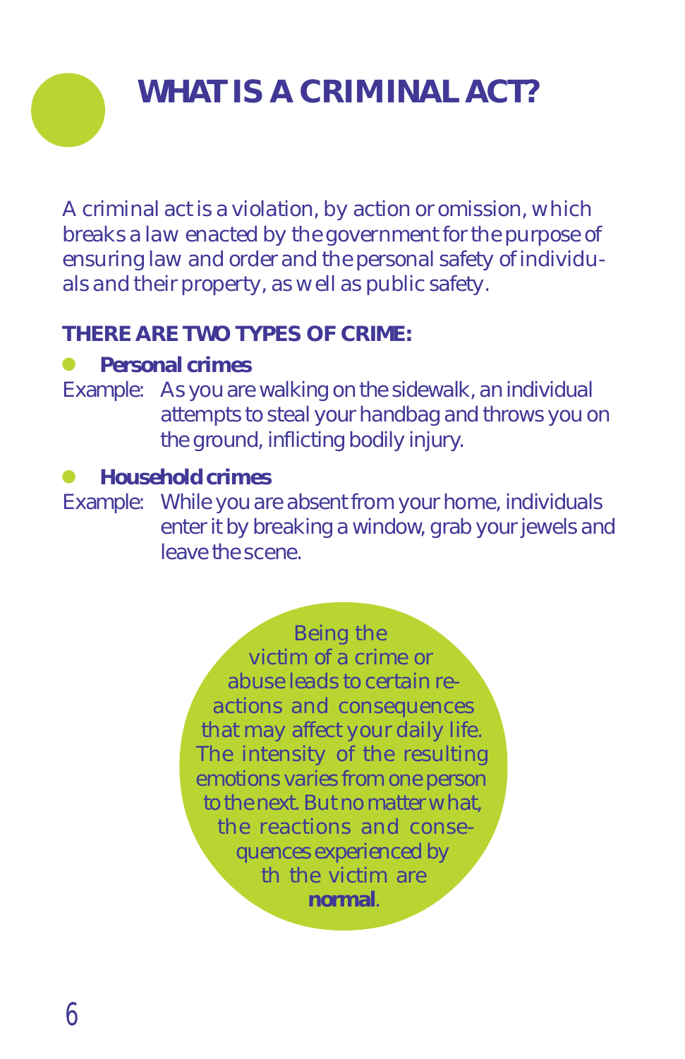# WHAT IS A CRIMINAL ACT?

A criminal act is a violation, by action or omission, which breaks a law enacted by the government for the purpose of ensuring law and order and the personal safety of individuals and their property, as well as public safety.

**THERE ARE TWO TYPES OF CRIME:**

- **Personal crimes**

Example: As you are walking on the sidewalk, an individual attempts to steal your handbag and throws you on the ground, inflicting bodily injury.

- **Household crimes**

Example: While you are absent from your home, individuals enter it by breaking a window, grab your jewels and leave the scene.

Being the victim of a crime or abuse leads to certain reactions and consequences that may affect your daily life. The intensity of the resulting emotions varies from one person to the next. But no matter what, the reactions and consequences experienced by th the victim are **normal**.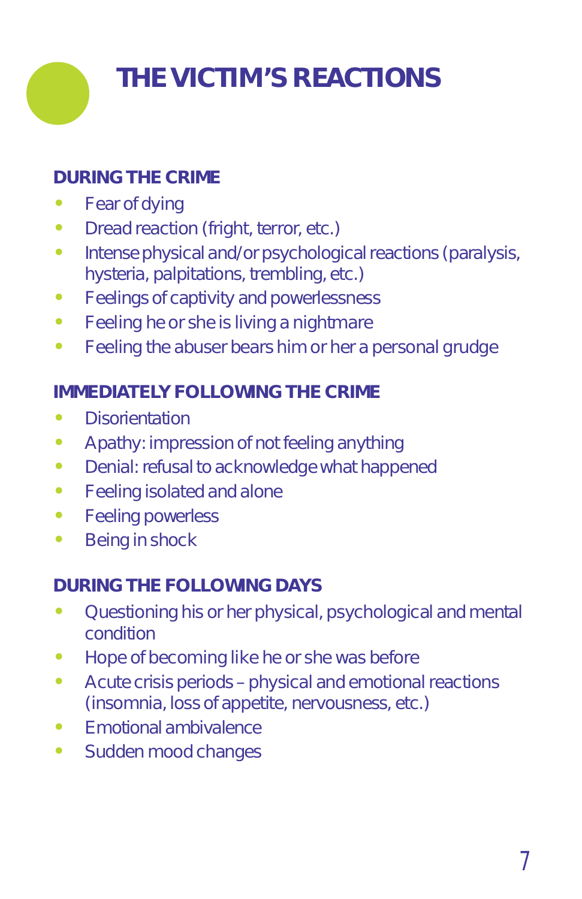# THE VICTIM'S REACTIONS

### DURING THE CRIME

- Fear of dying
- Dread reaction (fright, terror, etc.)
- Intense physical and/or psychological reactions (paralysis, hysteria, palpitations, trembling, etc.)
- Feelings of captivity and powerlessness
- Feeling he or she is living a nightmare
- Feeling the abuser bears him or her a personal grudge

### IMMEDIATELY FOLLOWING THE CRIME

- Disorientation
- Apathy: impression of not feeling anything
- Denial: refusal to acknowledge what happened
- Feeling isolated and alone
- Feeling powerless
- Being in shock

### DURING THE FOLLOWING DAYS

- Questioning his or her physical, psychological and mental condition
- Hope of becoming like he or she was before
- Acute crisis periods – physical and emotional reactions (insomnia, loss of appetite, nervousness, etc.)
- Emotional ambivalence
- Sudden mood changes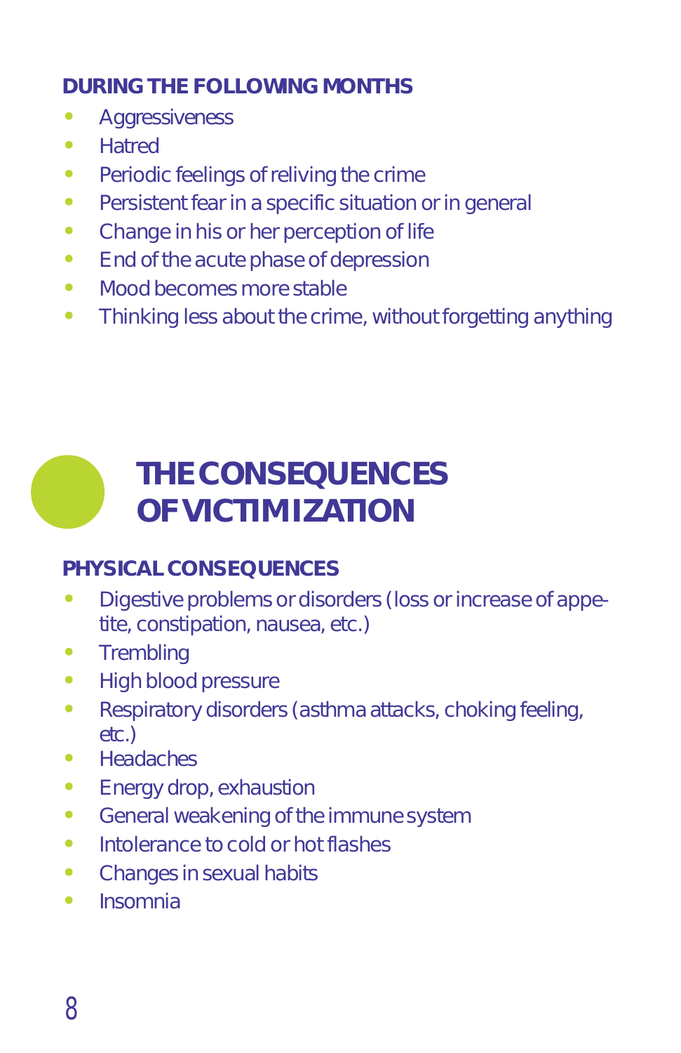### DURING THE FOLLOWING MONTHS

- Aggressiveness
- Hatred
- Periodic feelings of reliving the crime
- Persistent fear in a specific situation or in general
- Change in his or her perception of life
- End of the acute phase of depression
- Mood becomes more stable
- Thinking less about the crime, without forgetting anything

## THE CONSEQUENCES OF VICTIMIZATION

### PHYSICAL CONSEQUENCES

- Digestive problems or disorders (loss or increase of appetite, constipation, nausea, etc.)
- Trembling
- High blood pressure
- Respiratory disorders (asthma attacks, choking feeling, etc.)
- Headaches
- Energy drop, exhaustion
- General weakening of the immune system
- Intolerance to cold or hot flashes
- Changes in sexual habits
- Insomnia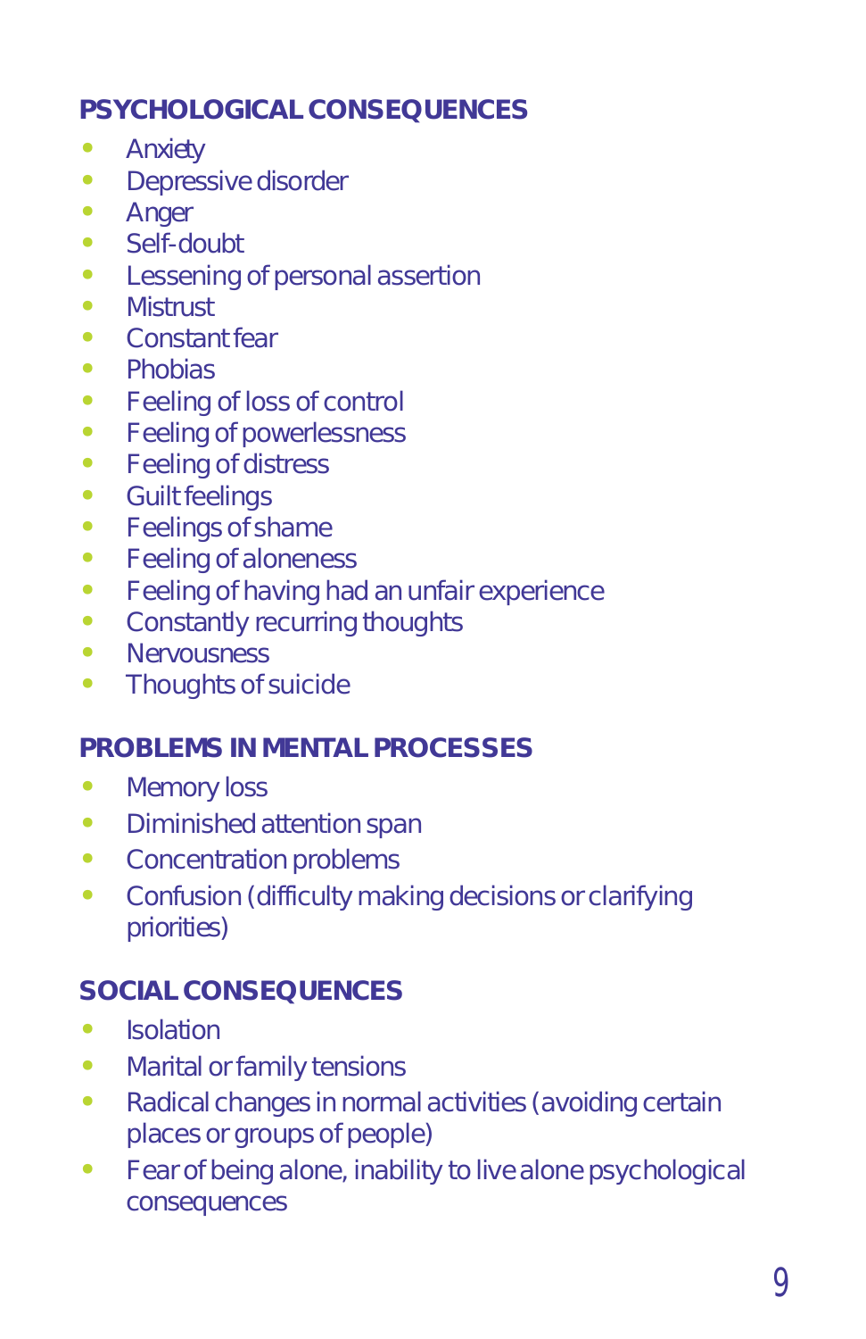## PSYCHOLOGICAL CONSEQUENCES

- Anxiety
- Depressive disorder
- Anger
- Self-doubt
- Lessening of personal assertion
- Mistrust
- Constant fear
- Phobias
- Feeling of loss of control
- Feeling of powerlessness
- Feeling of distress
- Guilt feelings
- Feelings of shame
- Feeling of aloneness
- Feeling of having had an unfair experience
- Constantly recurring thoughts
- Nervousness
- Thoughts of suicide

## PROBLEMS IN MENTAL PROCESSES

- Memory loss
- Diminished attention span
- Concentration problems
- Confusion (difficulty making decisions or clarifying priorities)

## SOCIAL CONSEQUENCES

- Isolation
- Marital or family tensions
- Radical changes in normal activities (avoiding certain places or groups of people)
- Fear of being alone, inability to live alone psychological consequences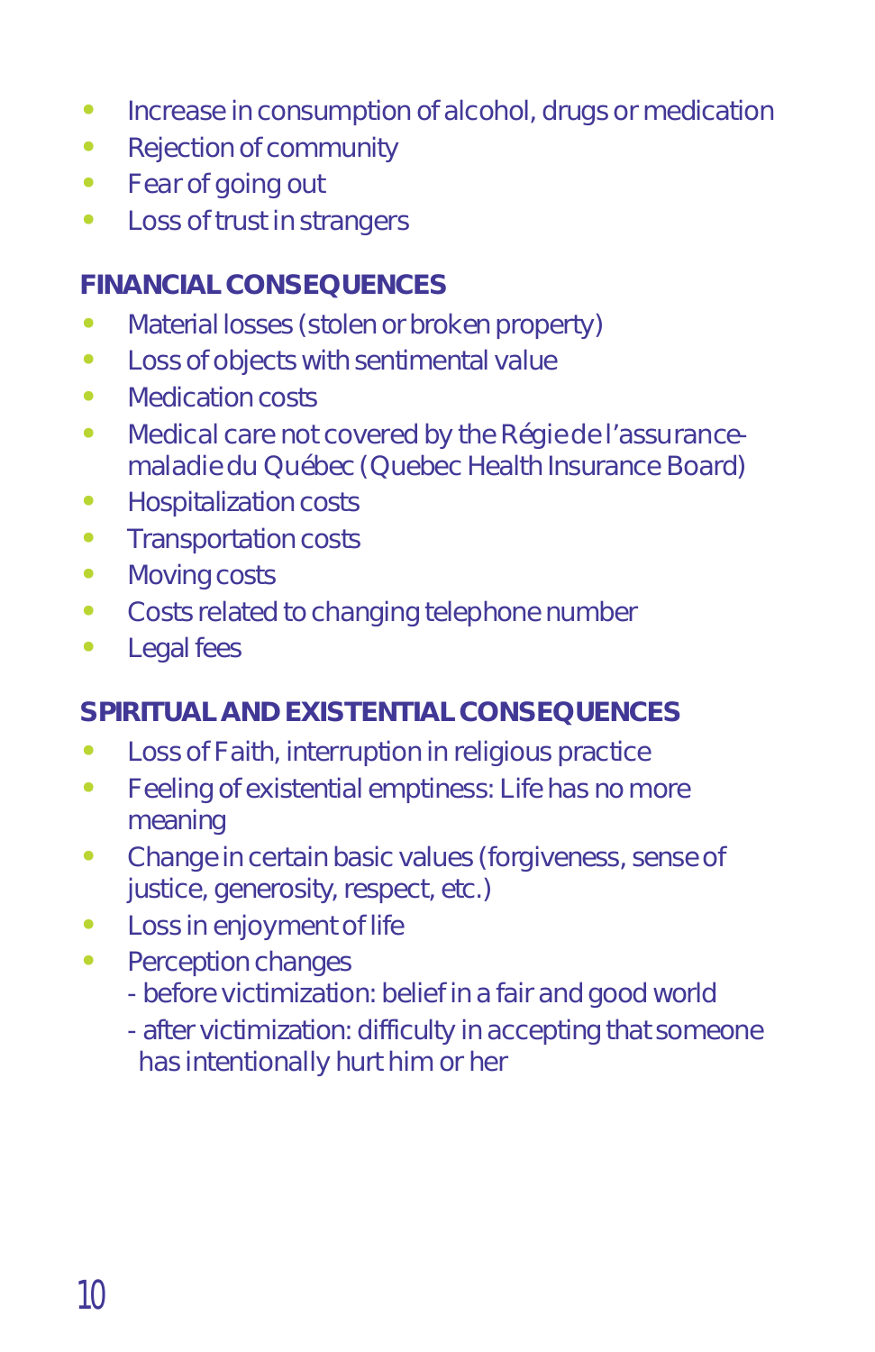- Increase in consumption of alcohol, drugs or medication
- Rejection of community
- Fear of going out
- Loss of trust in strangers

**FINANCIAL CONSEQUENCES**

- Material losses (stolen or broken property)
- Loss of objects with sentimental value
- Medication costs
- Medical care not covered by the Régie de l'assurance-maladie du Québec (Quebec Health Insurance Board)
- Hospitalization costs
- Transportation costs
- Moving costs
- Costs related to changing telephone number
- Legal fees

**SPIRITUAL AND EXISTENTIAL CONSEQUENCES**

- Loss of Faith, interruption in religious practice
- Feeling of existential emptiness: Life has no more meaning
- Change in certain basic values (forgiveness, sense of justice, generosity, respect, etc.)
- Loss in enjoyment of life
- Perception changes
  - before victimization: belief in a fair and good world
  - after victimization: difficulty in accepting that someone has intentionally hurt him or her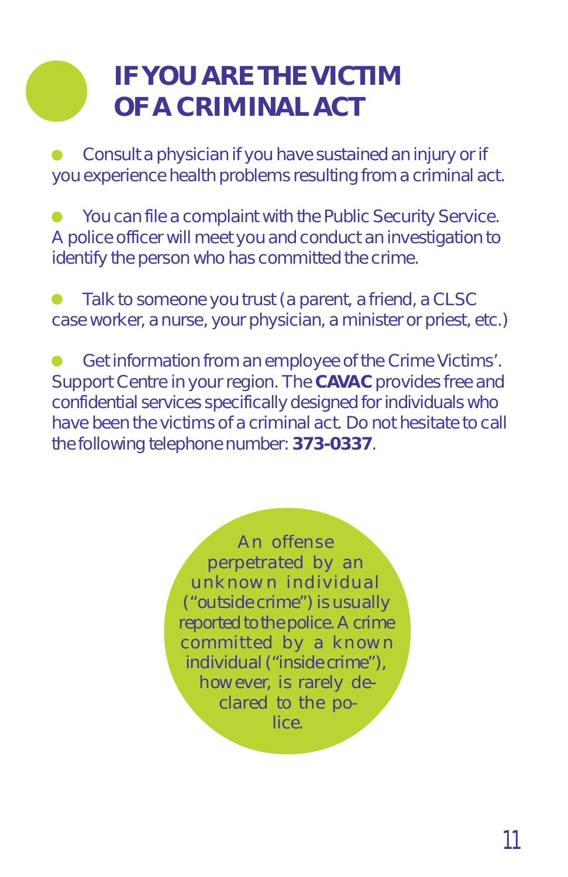# IF YOU ARE THE VICTIM OF A CRIMINAL ACT

- Consult a physician if you have sustained an injury or if you experience health problems resulting from a criminal act.

- You can file a complaint with the Public Security Service. A police officer will meet you and conduct an investigation to identify the person who has committed the crime.

- Talk to someone you trust (a parent, a friend, a CLSC case worker, a nurse, your physician, a minister or priest, etc.)

- Get information from an employee of the Crime Victims'. Support Centre in your region. The **CAVAC** provides free and confidential services specifically designed for individuals who have been the victims of a criminal act. Do not hesitate to call the following telephone number: **373-0337**.

An offense perpetrated by an unknown individual ("outside crime") is usually reported to the police. A crime committed by a known individual ("inside crime"), however, is rarely declared to the police.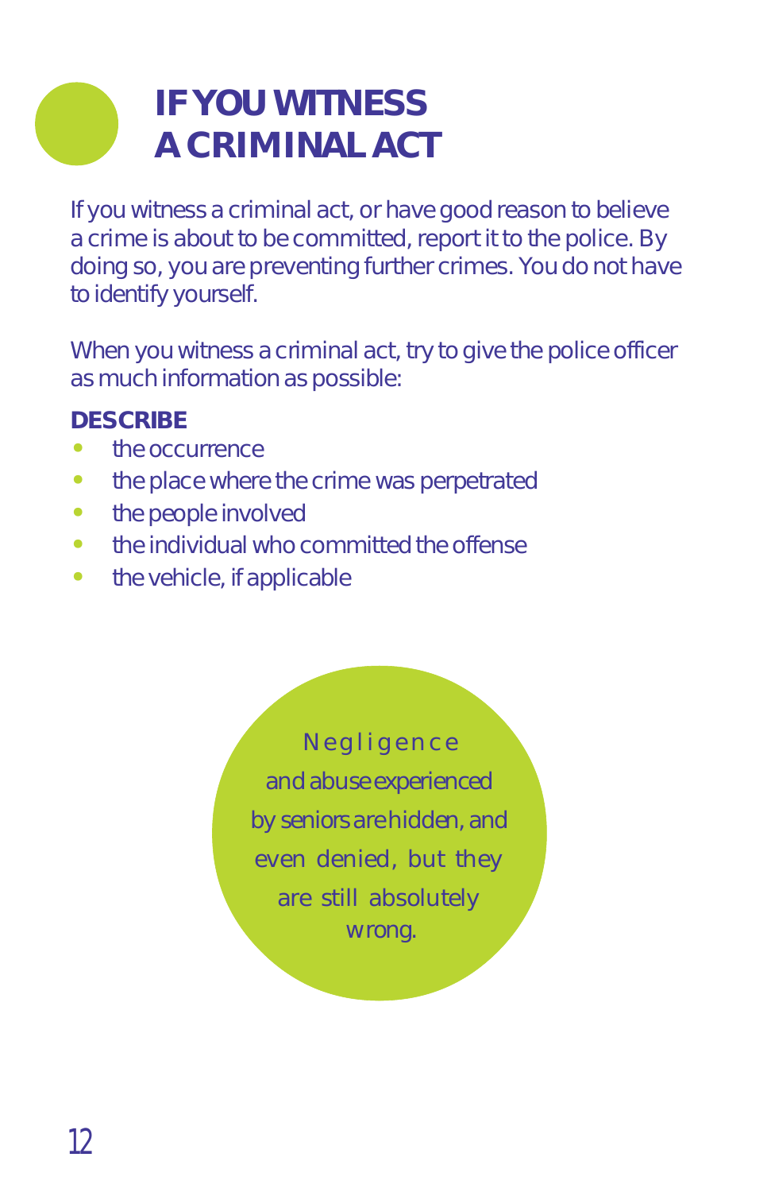# IF YOU WITNESS A CRIMINAL ACT

If you witness a criminal act, or have good reason to believe a crime is about to be committed, report it to the police. By doing so, you are preventing further crimes. You do not have to identify yourself.

When you witness a criminal act, try to give the police officer as much information as possible:

**DESCRIBE**

- the occurrence
- the place where the crime was perpetrated
- the people involved
- the individual who committed the offense
- the vehicle, if applicable

Negligence and abuse experienced by seniors are hidden, and even denied, but they are still absolutely wrong.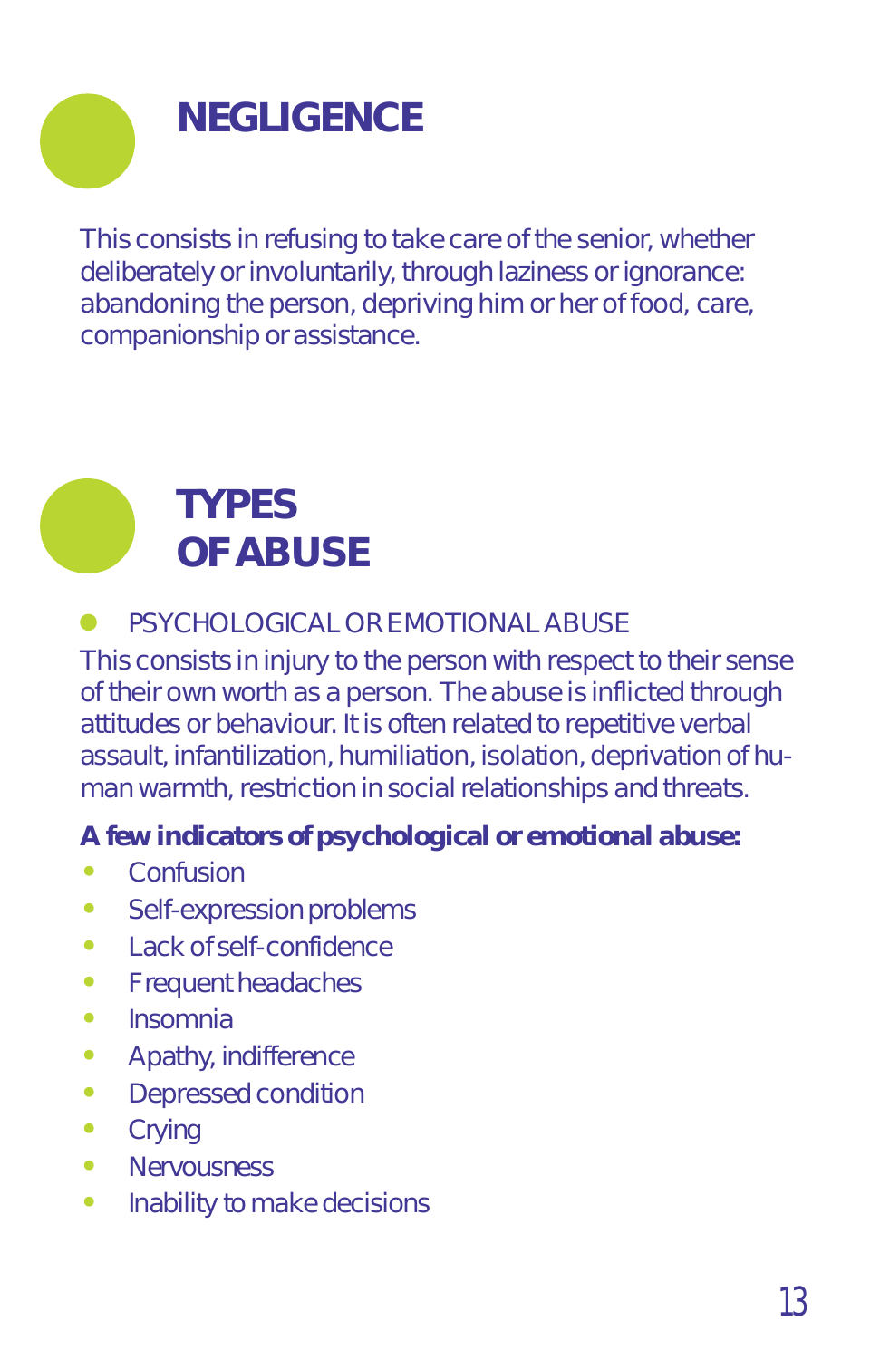## NEGLIGENCE

This consists in refusing to take care of the senior, whether deliberately or involuntarily, through laziness or ignorance: abandoning the person, depriving him or her of food, care, companionship or assistance.

## TYPES OF ABUSE

- PSYCHOLOGICAL OR EMOTIONAL ABUSE

This consists in injury to the person with respect to their sense of their own worth as a person. The abuse is inflicted through attitudes or behaviour. It is often related to repetitive verbal assault, infantilization, humiliation, isolation, deprivation of human warmth, restriction in social relationships and threats.

**A few indicators of psychological or emotional abuse:**

- Confusion
- Self-expression problems
- Lack of self-confidence
- Frequent headaches
- Insomnia
- Apathy, indifference
- Depressed condition
- Crying
- Nervousness
- Inability to make decisions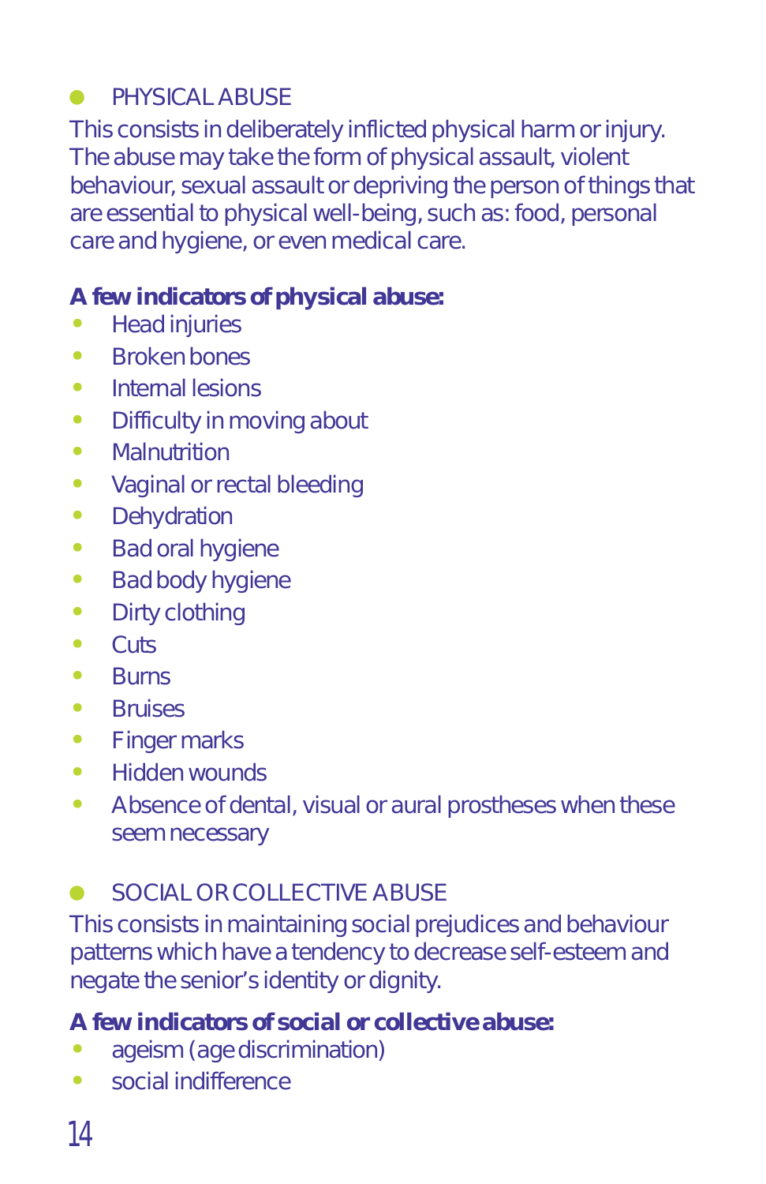## PHYSICAL ABUSE

This consists in deliberately inflicted physical harm or injury. The abuse may take the form of physical assault, violent behaviour, sexual assault or depriving the person of things that are essential to physical well-being, such as: food, personal care and hygiene, or even medical care.

**A few indicators of physical abuse:**

- Head injuries
- Broken bones
- Internal lesions
- Difficulty in moving about
- Malnutrition
- Vaginal or rectal bleeding
- Dehydration
- Bad oral hygiene
- Bad body hygiene
- Dirty clothing
- Cuts
- Burns
- Bruises
- Finger marks
- Hidden wounds
- Absence of dental, visual or aural prostheses when these seem necessary

## SOCIAL OR COLLECTIVE ABUSE

This consists in maintaining social prejudices and behaviour patterns which have a tendency to decrease self-esteem and negate the senior's identity or dignity.

**A few indicators of social or collective abuse:**

- ageism (age discrimination)
- social indifference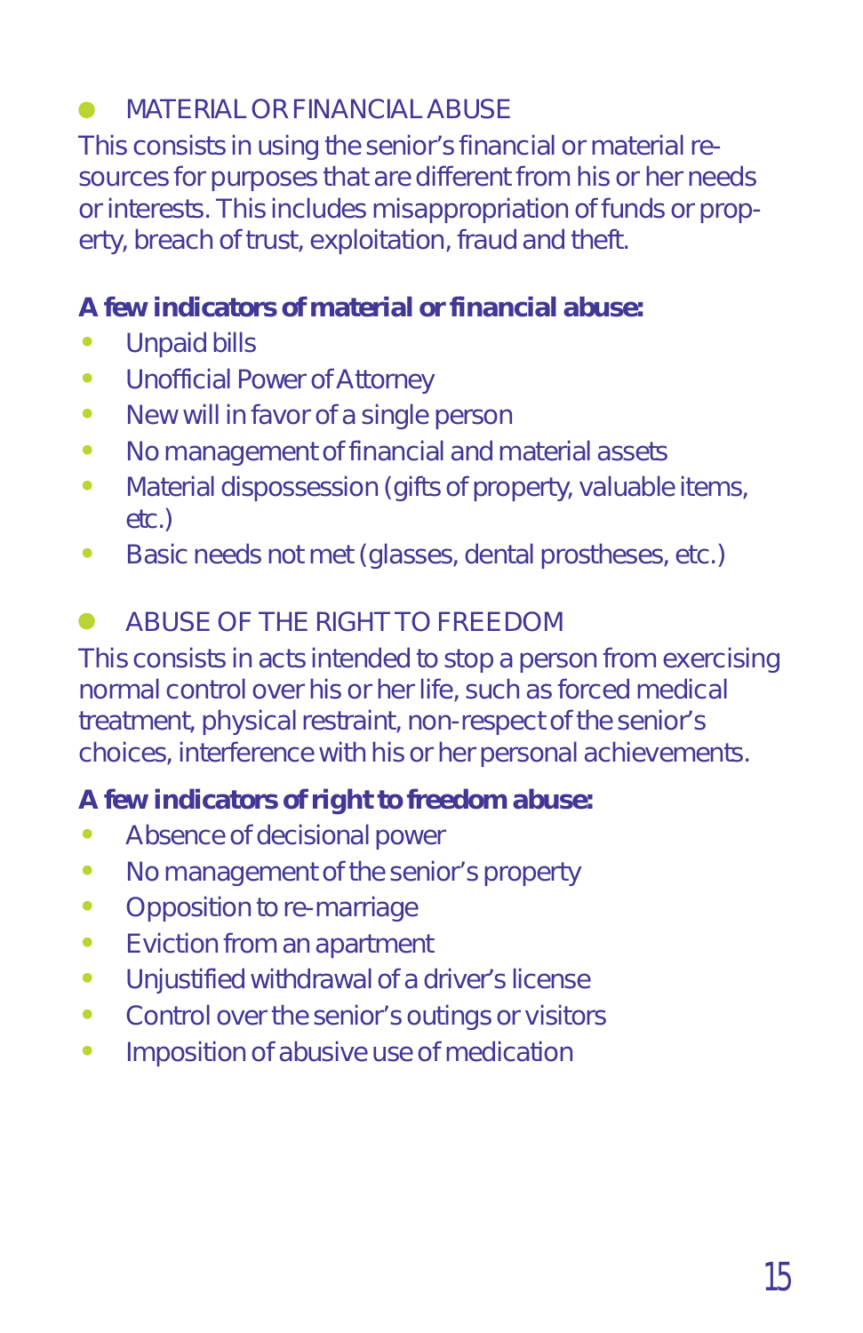## MATERIAL OR FINANCIAL ABUSE

This consists in using the senior's financial or material resources for purposes that are different from his or her needs or interests. This includes misappropriation of funds or property, breach of trust, exploitation, fraud and theft.

**A few indicators of material or financial abuse:**

- Unpaid bills
- Unofficial Power of Attorney
- New will in favor of a single person
- No management of financial and material assets
- Material dispossession (gifts of property, valuable items, etc.)
- Basic needs not met (glasses, dental prostheses, etc.)

## ABUSE OF THE RIGHT TO FREEDOM

This consists in acts intended to stop a person from exercising normal control over his or her life, such as forced medical treatment, physical restraint, non-respect of the senior's choices, interference with his or her personal achievements.

**A few indicators of right to freedom abuse:**

- Absence of decisional power
- No management of the senior's property
- Opposition to re-marriage
- Eviction from an apartment
- Unjustified withdrawal of a driver's license
- Control over the senior's outings or visitors
- Imposition of abusive use of medication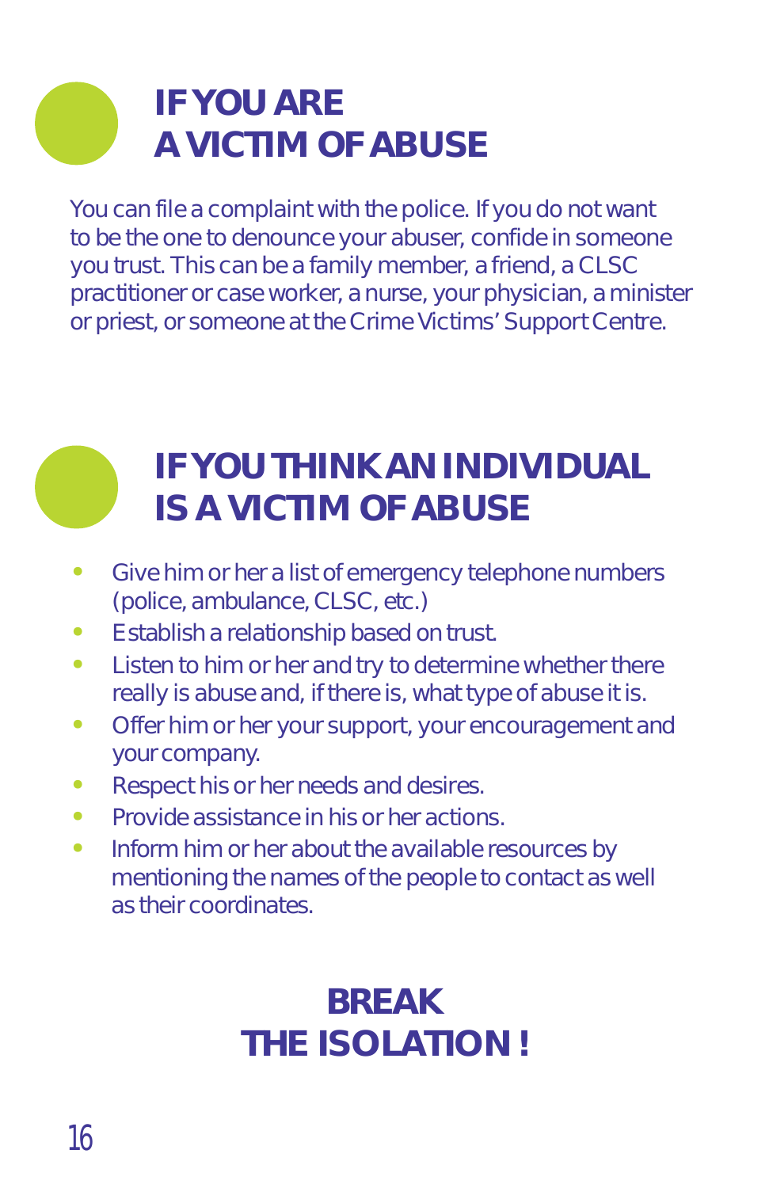## IF YOU ARE A VICTIM OF ABUSE

You can file a complaint with the police. If you do not want to be the one to denounce your abuser, confide in someone you trust. This can be a family member, a friend, a CLSC practitioner or case worker, a nurse, your physician, a minister or priest, or someone at the Crime Victims' Support Centre.

## IF YOU THINK AN INDIVIDUAL IS A VICTIM OF ABUSE

- Give him or her a list of emergency telephone numbers (police, ambulance, CLSC, etc.)
- Establish a relationship based on trust.
- Listen to him or her and try to determine whether there really is abuse and, if there is, what type of abuse it is.
- Offer him or her your support, your encouragement and your company.
- Respect his or her needs and desires.
- Provide assistance in his or her actions.
- Inform him or her about the available resources by mentioning the names of the people to contact as well as their coordinates.

**BREAK THE ISOLATION !**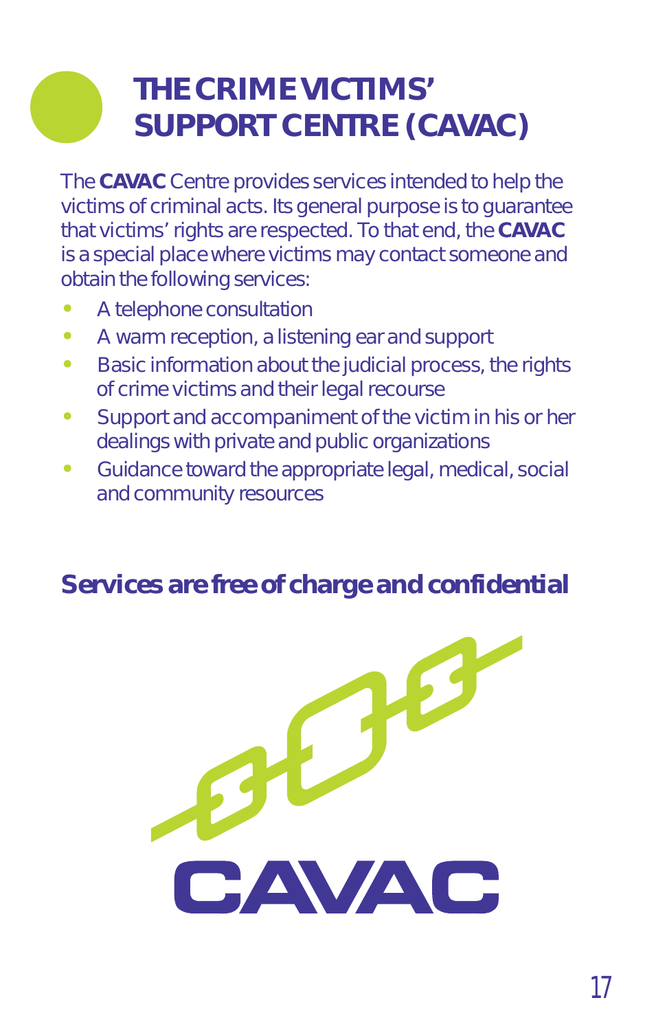# THE CRIME VICTIMS' SUPPORT CENTRE (CAVAC)

The **CAVAC** Centre provides services intended to help the victims of criminal acts. Its general purpose is to guarantee that victims' rights are respected. To that end, the **CAVAC** is a special place where victims may contact someone and obtain the following services:

- A telephone consultation
- A warm reception, a listening ear and support
- Basic information about the judicial process, the rights of crime victims and their legal recourse
- Support and accompaniment of the victim in his or her dealings with private and public organizations
- Guidance toward the appropriate legal, medical, social and community resources

## Services are free of charge and confidential

CAVAC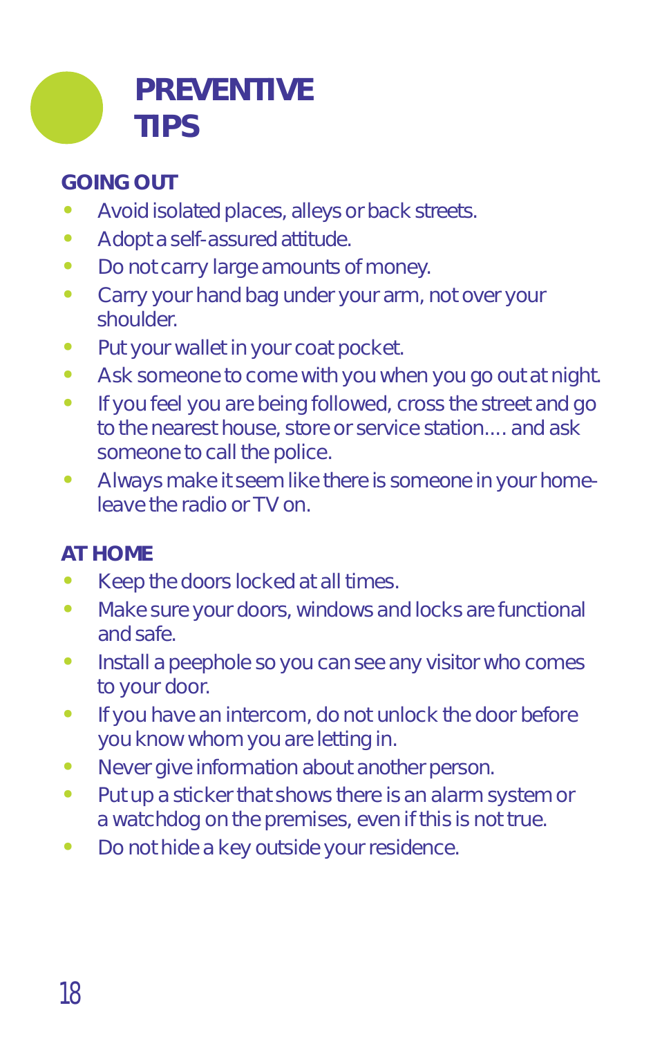# PREVENTIVE TIPS

## GOING OUT

- Avoid isolated places, alleys or back streets.
- Adopt a self-assured attitude.
- Do not carry large amounts of money.
- Carry your hand bag under your arm, not over your shoulder.
- Put your wallet in your coat pocket.
- Ask someone to come with you when you go out at night.
- If you feel you are being followed, cross the street and go to the nearest house, store or service station.... and ask someone to call the police.
- Always make it seem like there is someone in your home- leave the radio or TV on.

## AT HOME

- Keep the doors locked at all times.
- Make sure your doors, windows and locks are functional and safe.
- Install a peephole so you can see any visitor who comes to your door.
- If you have an intercom, do not unlock the door before you know whom you are letting in.
- Never give information about another person.
- Put up a sticker that shows there is an alarm system or a watchdog on the premises, even if this is not true.
- Do not hide a key outside your residence.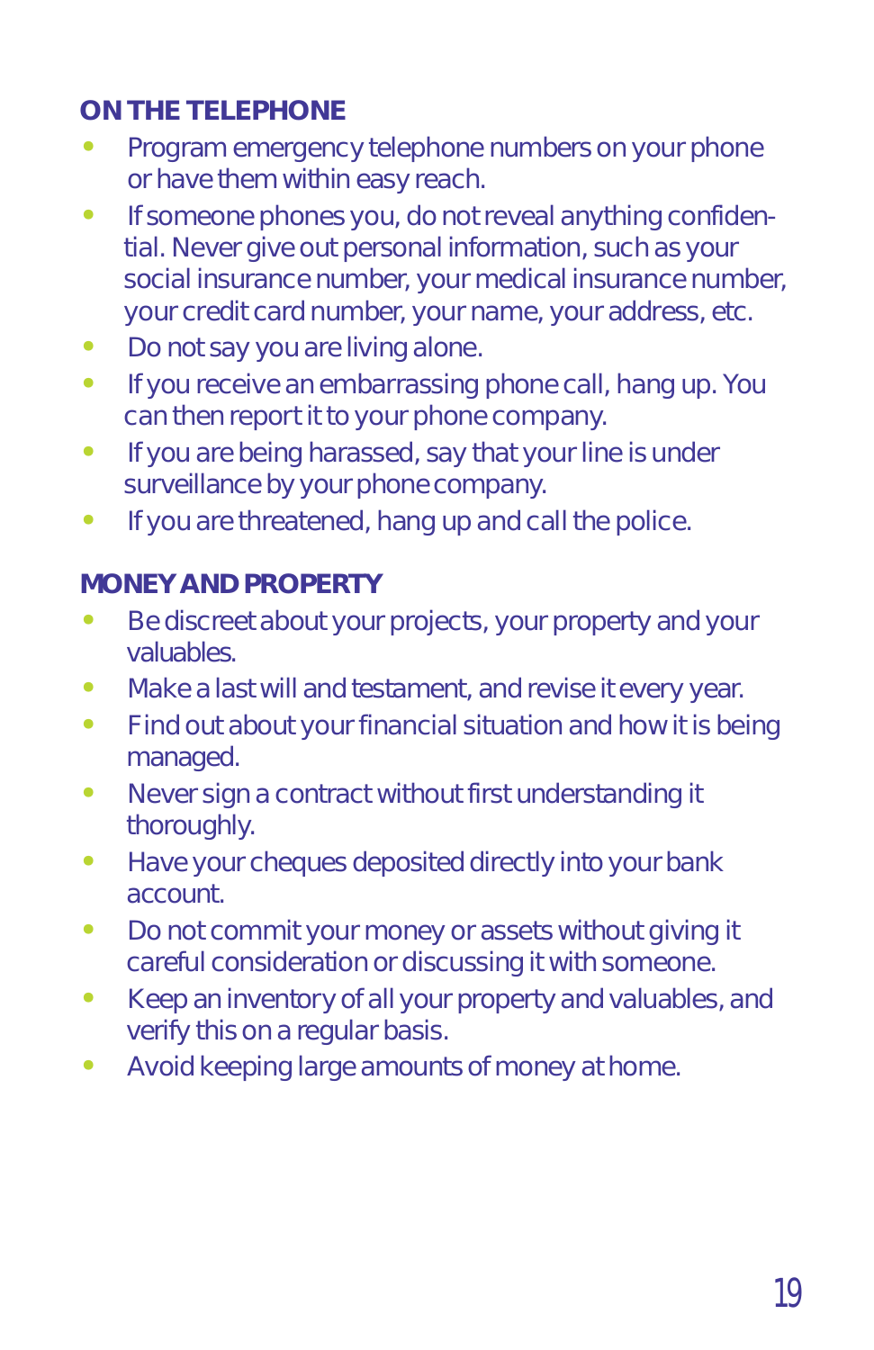## ON THE TELEPHONE

- Program emergency telephone numbers on your phone or have them within easy reach.
- If someone phones you, do not reveal anything confidential. Never give out personal information, such as your social insurance number, your medical insurance number, your credit card number, your name, your address, etc.
- Do not say you are living alone.
- If you receive an embarrassing phone call, hang up. You can then report it to your phone company.
- If you are being harassed, say that your line is under surveillance by your phone company.
- If you are threatened, hang up and call the police.

## MONEY AND PROPERTY

- Be discreet about your projects, your property and your valuables.
- Make a last will and testament, and revise it every year.
- Find out about your financial situation and how it is being managed.
- Never sign a contract without first understanding it thoroughly.
- Have your cheques deposited directly into your bank account.
- Do not commit your money or assets without giving it careful consideration or discussing it with someone.
- Keep an inventory of all your property and valuables, and verify this on a regular basis.
- Avoid keeping large amounts of money at home.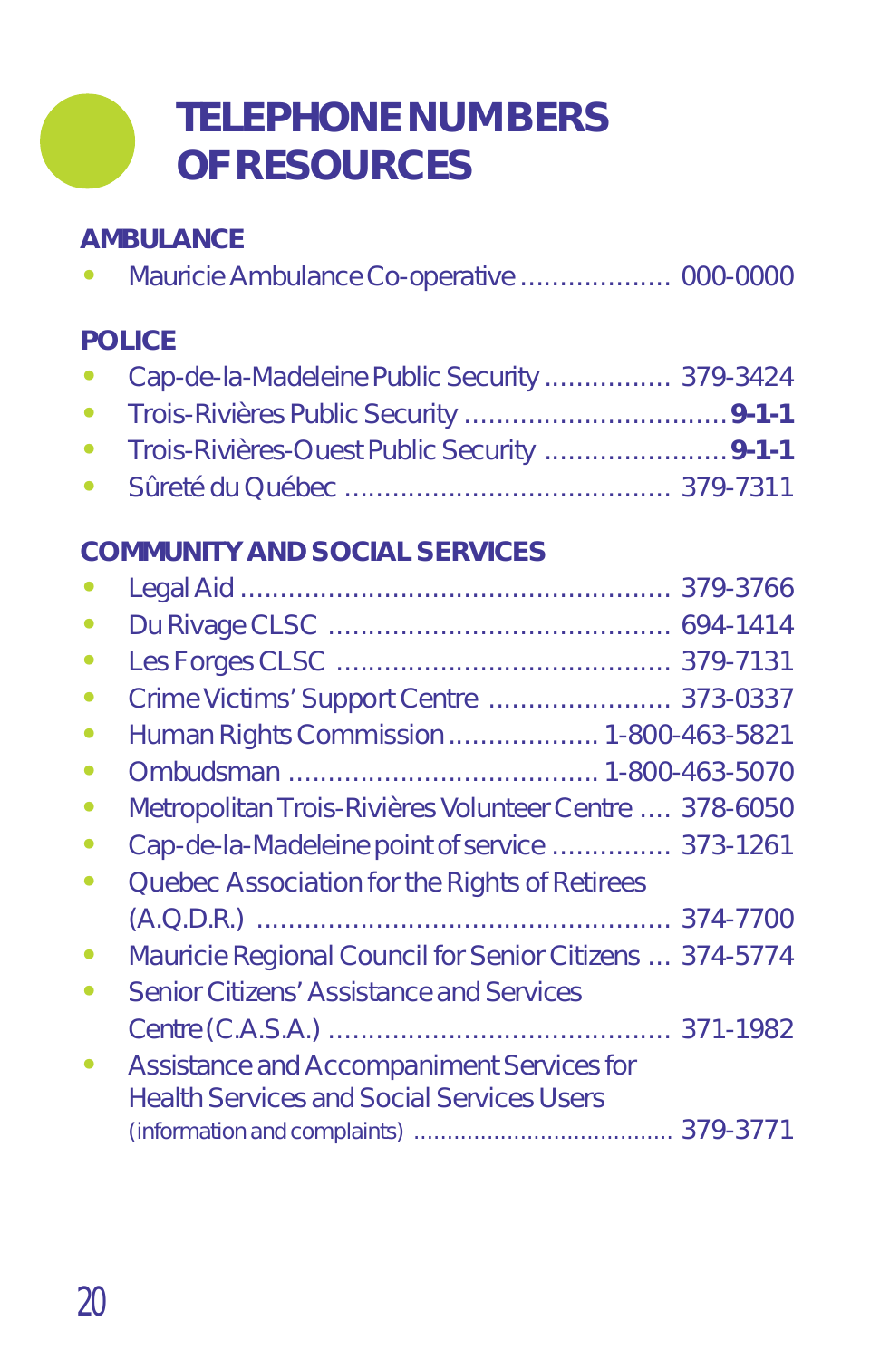# TELEPHONE NUMBERS OF RESOURCES

## AMBULANCE

- Mauricie Ambulance Co-operative .................. 000-0000

## POLICE

- Cap-de-la-Madeleine Public Security ................ 379-3424
- Trois-Rivières Public Security ................................ **9-1-1**
- Trois-Rivières-Ouest Public Security ...................... **9-1-1**
- Sûreté du Québec ........................................ 379-7311

## COMMUNITY AND SOCIAL SERVICES

- Legal Aid ..................................................... 379-3766
- Du Rivage CLSC .......................................... 694-1414
- Les Forges CLSC ......................................... 379-7131
- Crime Victims' Support Centre ...................... 373-0337
- Human Rights Commission ................... 1-800-463-5821
- Ombudsman ...................................... 1-800-463-5070
- Metropolitan Trois-Rivières Volunteer Centre .... 378-6050
- Cap-de-la-Madeleine point of service ............... 373-1261
- Quebec Association for the Rights of Retirees (A.Q.D.R.) ................................................... 374-7700
- Mauricie Regional Council for Senior Citizens ... 374-5774
- Senior Citizens' Assistance and Services Centre (C.A.S.A.) .......................................... 371-1982
- Assistance and Accompaniment Services for Health Services and Social Services Users (information and complaints) ...................................... 379-3771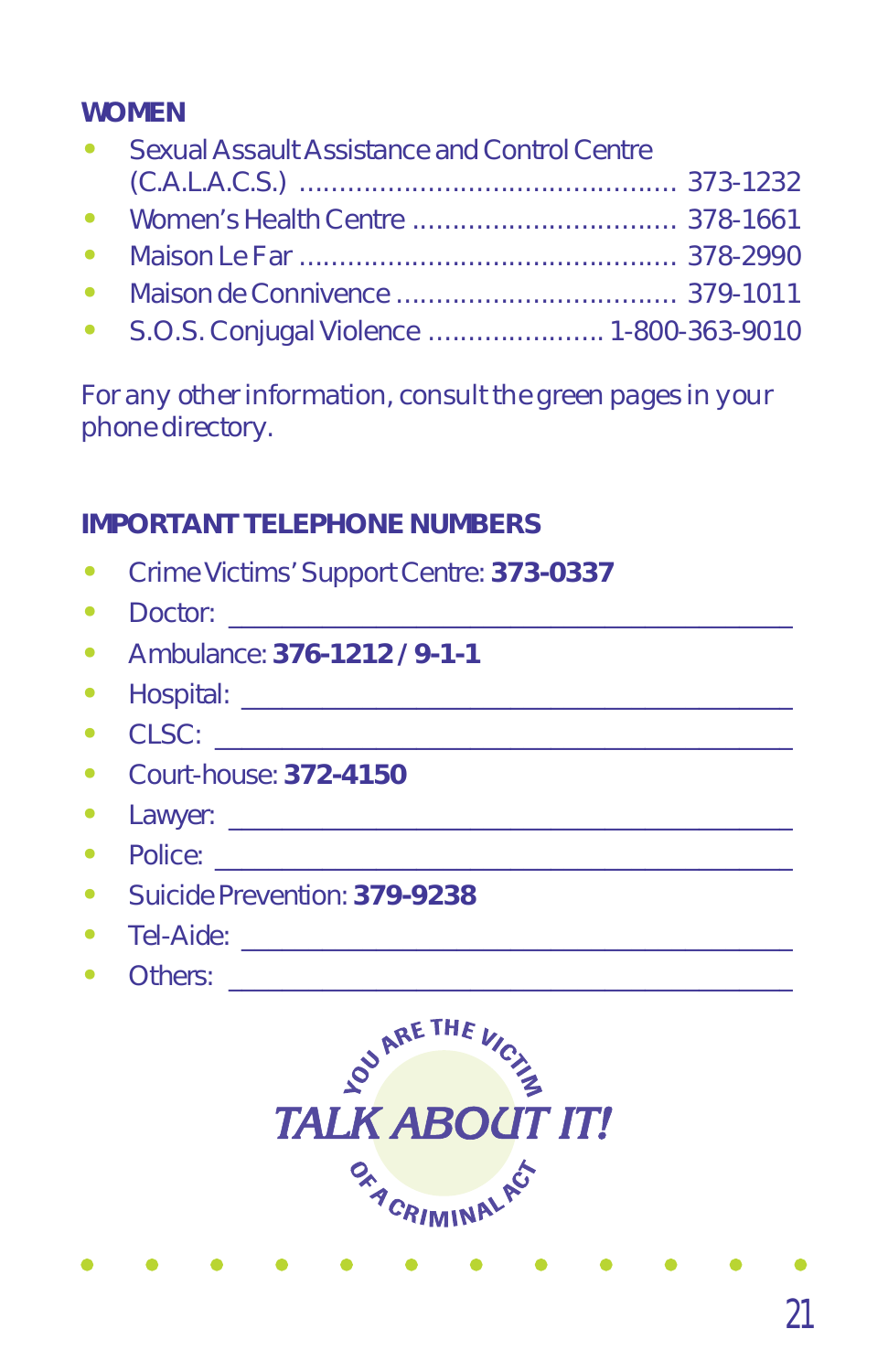## WOMEN

- Sexual Assault Assistance and Control Centre (C.A.L.A.C.S.) .............................................. 373-1232
- Women's Health Centre ................................ 378-1661
- Maison Le Far .............................................. 378-2990
- Maison de Connivence .................................. 379-1011
- S.O.S. Conjugal Violence ...................... 1-800-363-9010

For any other information, consult the green pages in your phone directory.

## IMPORTANT TELEPHONE NUMBERS

- Crime Victims' Support Centre: **373-0337**
- Doctor: ________________________________________
- Ambulance: **376-1212 / 9-1-1**
- Hospital: ________________________________________
- CLSC: ________________________________________
- Court-house: **372-4150**
- Lawyer: ________________________________________
- Police: ________________________________________
- Suicide Prevention: **379-9238**
- Tel-Aide: ________________________________________
- Others: ________________________________________

YOU ARE THE VICTIM

*TALK ABOUT IT!*

OF A CRIMINAL ACT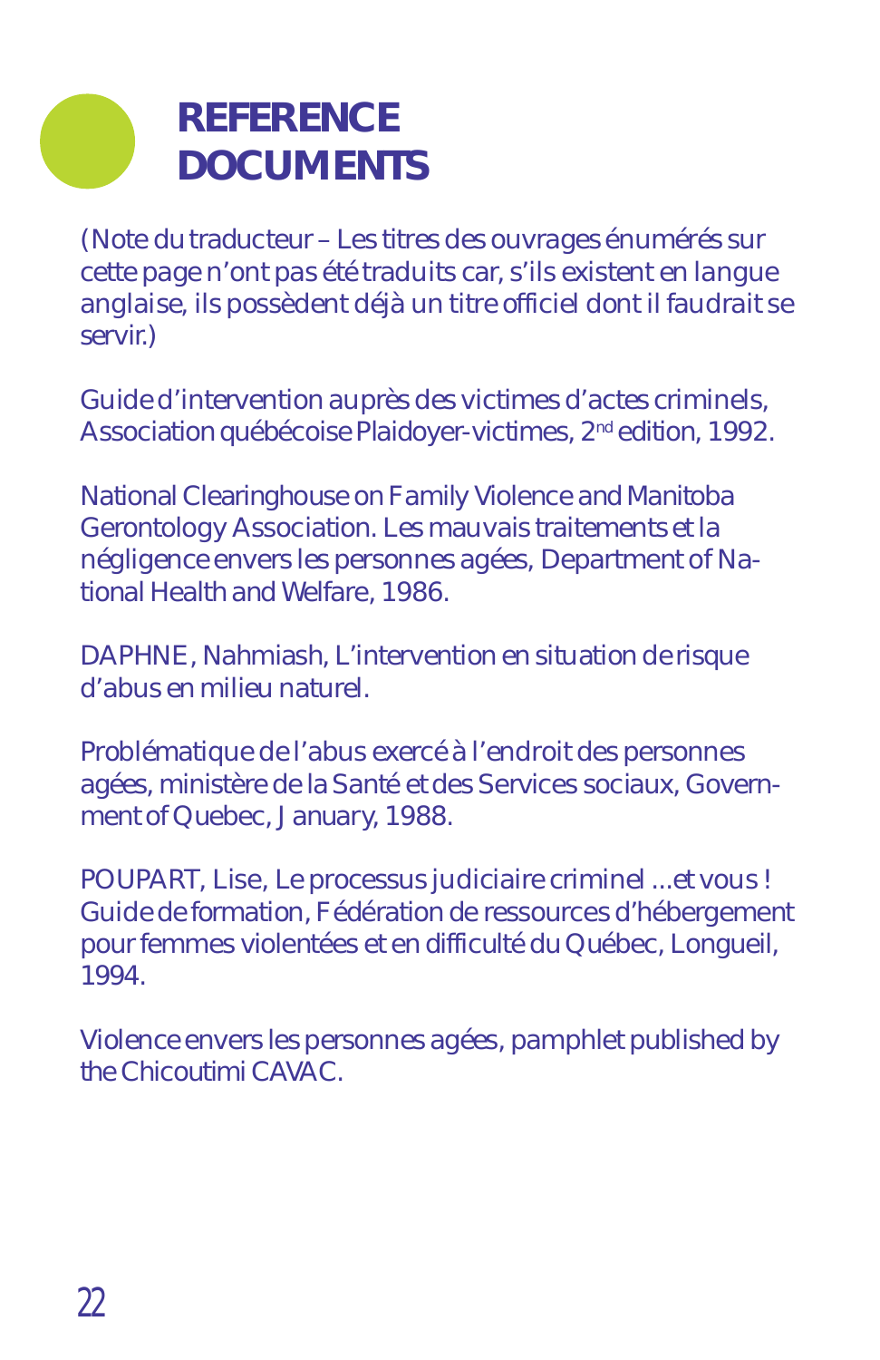# REFERENCE DOCUMENTS

(Note du traducteur – Les titres des ouvrages énumérés sur cette page n'ont pas été traduits car, s'ils existent en langue anglaise, ils possèdent déjà un titre officiel dont il faudrait se servir.)

Guide d'intervention auprès des victimes d'actes criminels, Association québécoise Plaidoyer-victimes, 2nd edition, 1992.

National Clearinghouse on Family Violence and Manitoba Gerontology Association. Les mauvais traitements et la négligence envers les personnes agées, Department of National Health and Welfare, 1986.

DAPHNE, Nahmiash, L'intervention en situation de risque d'abus en milieu naturel.

Problématique de l'abus exercé à l'endroit des personnes agées, ministère de la Santé et des Services sociaux, Government of Quebec, January, 1988.

POUPART, Lise, Le processus judiciaire criminel ...et vous ! Guide de formation, Fédération de ressources d'hébergement pour femmes violentées et en difficulté du Québec, Longueil, 1994.

Violence envers les personnes agées, pamphlet published by the Chicoutimi CAVAC.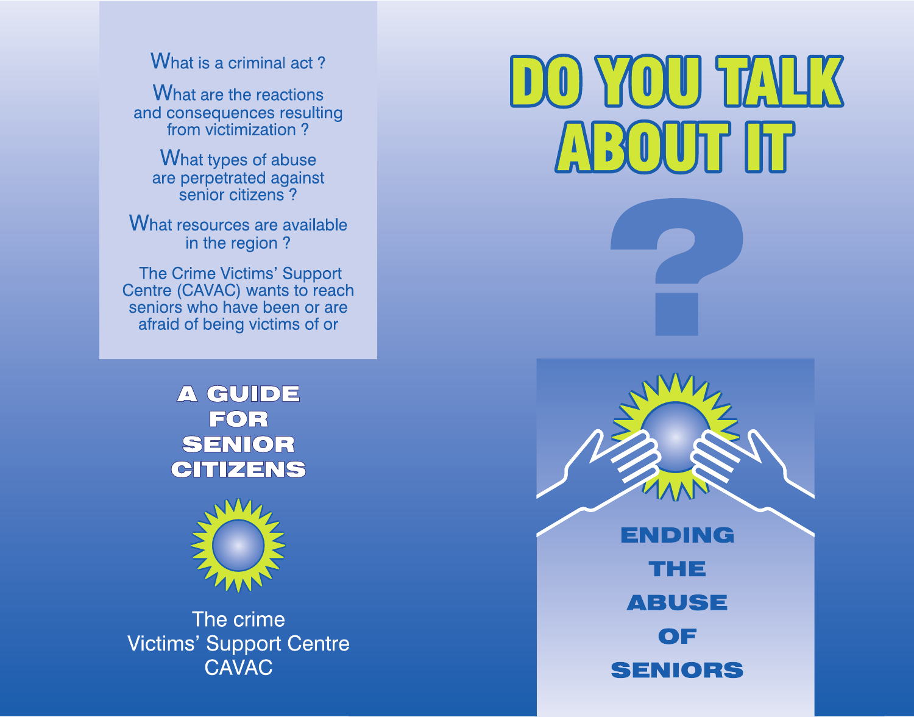What is a criminal act ?

What are the reactions and consequences resulting from victimization ?

What types of abuse are perpetrated against senior citizens ?

What resources are available in the region ?

The Crime Victims' Support Centre (CAVAC) wants to reach seniors who have been or are afraid of being victims of or

**A GUIDE FOR SENIOR CITIZENS**

The crime Victims' Support Centre CAVAC

# DO YOU TALK ABOUT IT

# ?

**ENDING THE ABUSE OF SENIORS**